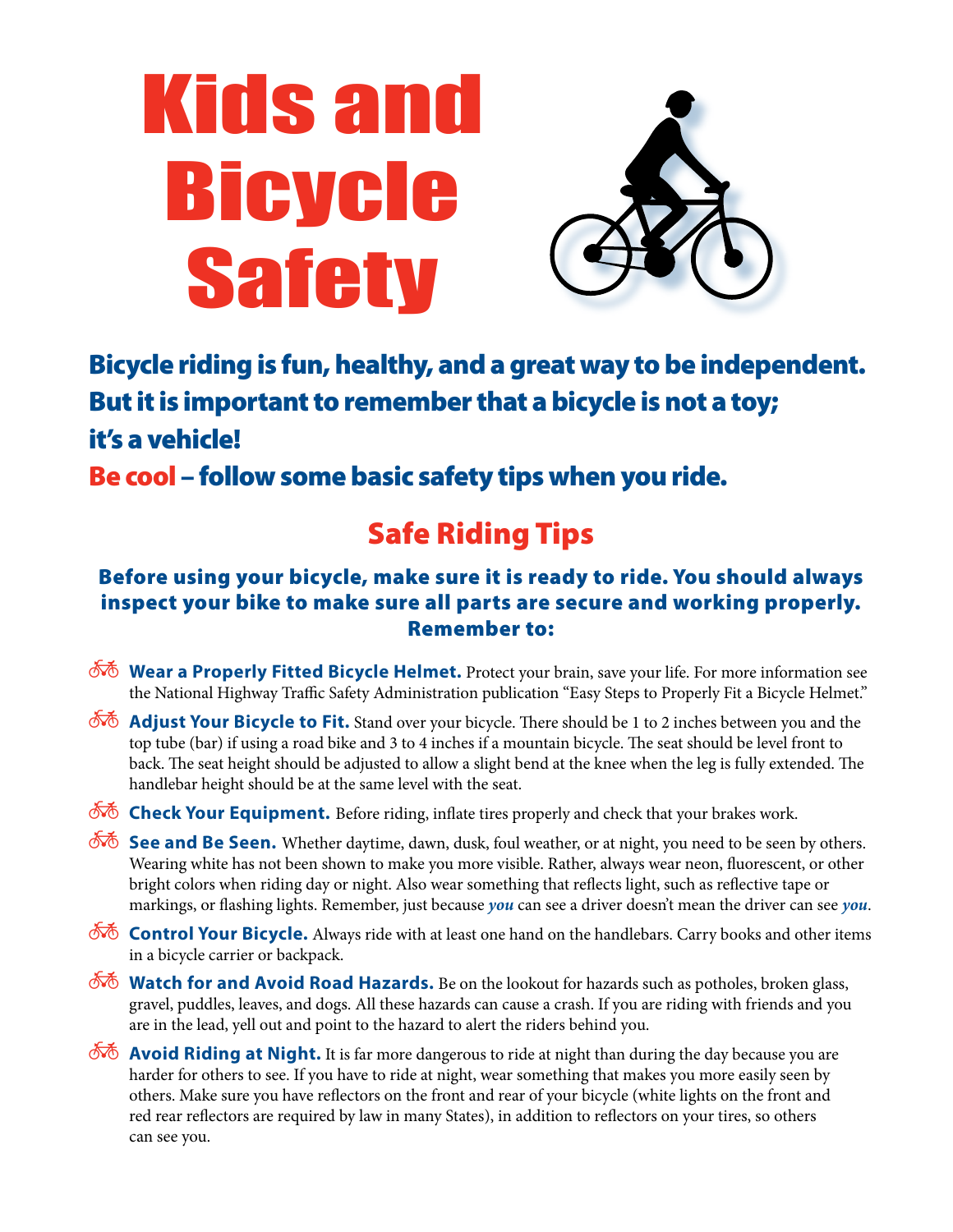# Kids and Bicycle Safety

## Bicycle riding is fun, healthy, and a great way to be independent. But it is important to remember that a bicycle is not a toy; it's a vehicle!

## Be cool – follow some basic safety tips when you ride.

## Safe Riding Tips

### Before using your bicycle, make sure it is ready to ride. You should always inspect your bike to make sure all parts are secure and working properly. Remember to:

- **Wear a Properly Fitted Bicycle Helmet.** Protect your brain, save your life. For more information see the National Highway Traffic Safety Administration publication "Easy Steps to Properly Fit a Bicycle Helmet."
- **Adjust Your Bicycle to Fit.** Stand over your bicycle. There should be 1 to 2 inches between you and the top tube (bar) if using a road bike and 3 to 4 inches if a mountain bicycle. The seat should be level front to back. The seat height should be adjusted to allow a slight bend at the knee when the leg is fully extended. The handlebar height should be at the same level with the seat.
- **Check Your Equipment.** Before riding, inflate tires properly and check that your brakes work.
- **See and Be Seen.** Whether daytime, dawn, dusk, foul weather, or at night, you need to be seen by others. Wearing white has not been shown to make you more visible. Rather, always wear neon, fluorescent, or other bright colors when riding day or night. Also wear something that reflects light, such as reflective tape or markings, or flashing lights. Remember, just because ***you*** can see a driver doesn't mean the driver can see ***you***.
- **Control Your Bicycle.** Always ride with at least one hand on the handlebars. Carry books and other items in a bicycle carrier or backpack.
- **Watch for and Avoid Road Hazards.** Be on the lookout for hazards such as potholes, broken glass, gravel, puddles, leaves, and dogs. All these hazards can cause a crash. If you are riding with friends and you are in the lead, yell out and point to the hazard to alert the riders behind you.
- **Avoid Riding at Night.** It is far more dangerous to ride at night than during the day because you are harder for others to see. If you have to ride at night, wear something that makes you more easily seen by others. Make sure you have reflectors on the front and rear of your bicycle (white lights on the front and red rear reflectors are required by law in many States), in addition to reflectors on your tires, so others can see you.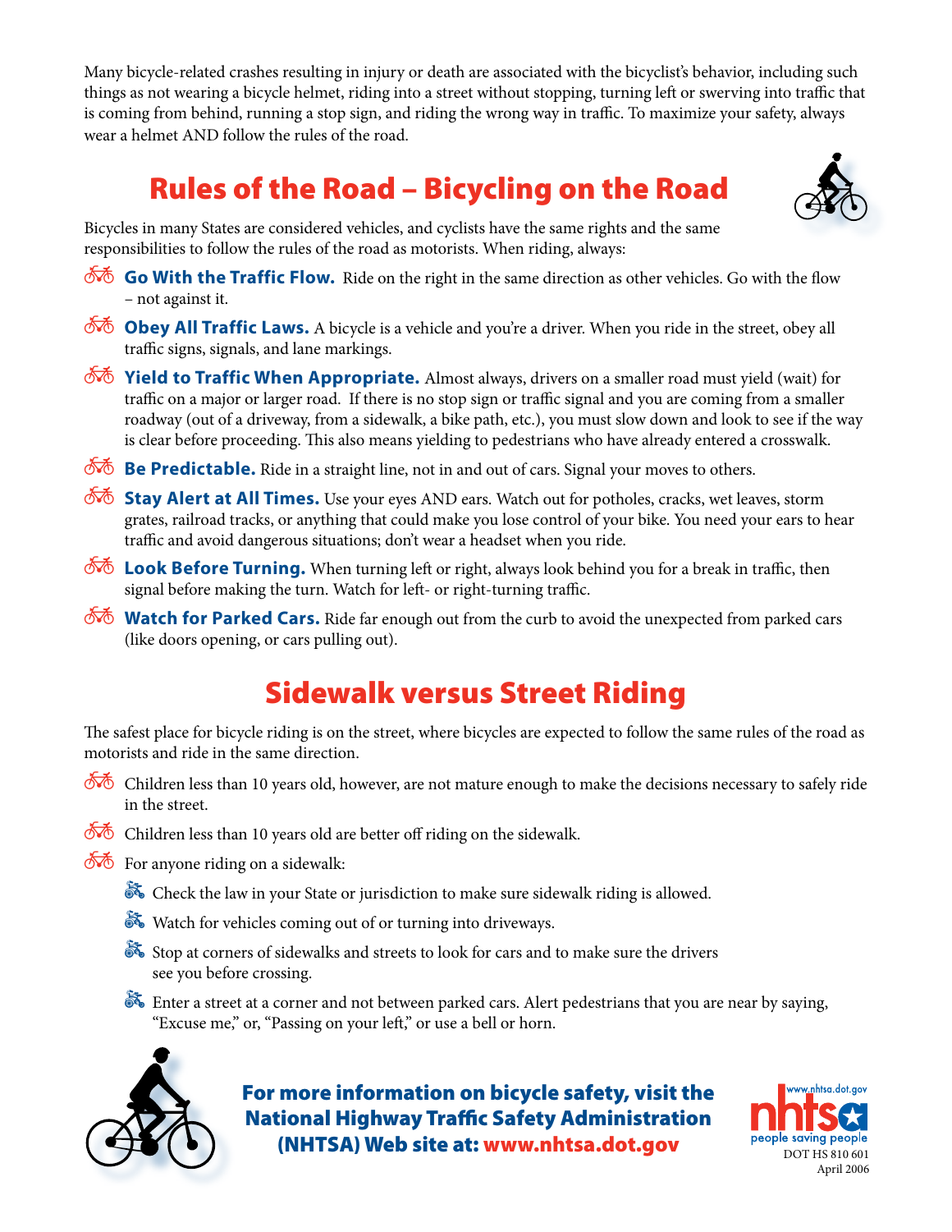Many bicycle-related crashes resulting in injury or death are associated with the bicyclist's behavior, including such things as not wearing a bicycle helmet, riding into a street without stopping, turning left or swerving into traffic that is coming from behind, running a stop sign, and riding the wrong way in traffic. To maximize your safety, always wear a helmet AND follow the rules of the road.

## Rules of the Road – Bicycling on the Road

Bicycles in many States are considered vehicles, and cyclists have the same rights and the same responsibilities to follow the rules of the road as motorists. When riding, always:

- **Go With the Traffic Flow.** Ride on the right in the same direction as other vehicles. Go with the flow – not against it.
- **Obey All Traffic Laws.** A bicycle is a vehicle and you're a driver. When you ride in the street, obey all traffic signs, signals, and lane markings.
- **Yield to Traffic When Appropriate.** Almost always, drivers on a smaller road must yield (wait) for traffic on a major or larger road. If there is no stop sign or traffic signal and you are coming from a smaller roadway (out of a driveway, from a sidewalk, a bike path, etc.), you must slow down and look to see if the way is clear before proceeding. This also means yielding to pedestrians who have already entered a crosswalk.
- **Be Predictable.** Ride in a straight line, not in and out of cars. Signal your moves to others.
- **Stay Alert at All Times.** Use your eyes AND ears. Watch out for potholes, cracks, wet leaves, storm grates, railroad tracks, or anything that could make you lose control of your bike. You need your ears to hear traffic and avoid dangerous situations; don't wear a headset when you ride.
- **Look Before Turning.** When turning left or right, always look behind you for a break in traffic, then signal before making the turn. Watch for left- or right-turning traffic.
- **Watch for Parked Cars.** Ride far enough out from the curb to avoid the unexpected from parked cars (like doors opening, or cars pulling out).

## Sidewalk versus Street Riding

The safest place for bicycle riding is on the street, where bicycles are expected to follow the same rules of the road as motorists and ride in the same direction.

- Children less than 10 years old, however, are not mature enough to make the decisions necessary to safely ride in the street.
- Children less than 10 years old are better off riding on the sidewalk.
- For anyone riding on a sidewalk:
  - Check the law in your State or jurisdiction to make sure sidewalk riding is allowed.
  - Watch for vehicles coming out of or turning into driveways.
  - Stop at corners of sidewalks and streets to look for cars and to make sure the drivers see you before crossing.
  - Enter a street at a corner and not between parked cars. Alert pedestrians that you are near by saying, "Excuse me," or, "Passing on your left," or use a bell or horn.

**For more information on bicycle safety, visit the National Highway Traffic Safety Administration (NHTSA) Web site at: www.nhtsa.dot.gov**

www.nhtsa.dot.gov
nhtsa
people saving people

DOT HS 810 601
April 2006